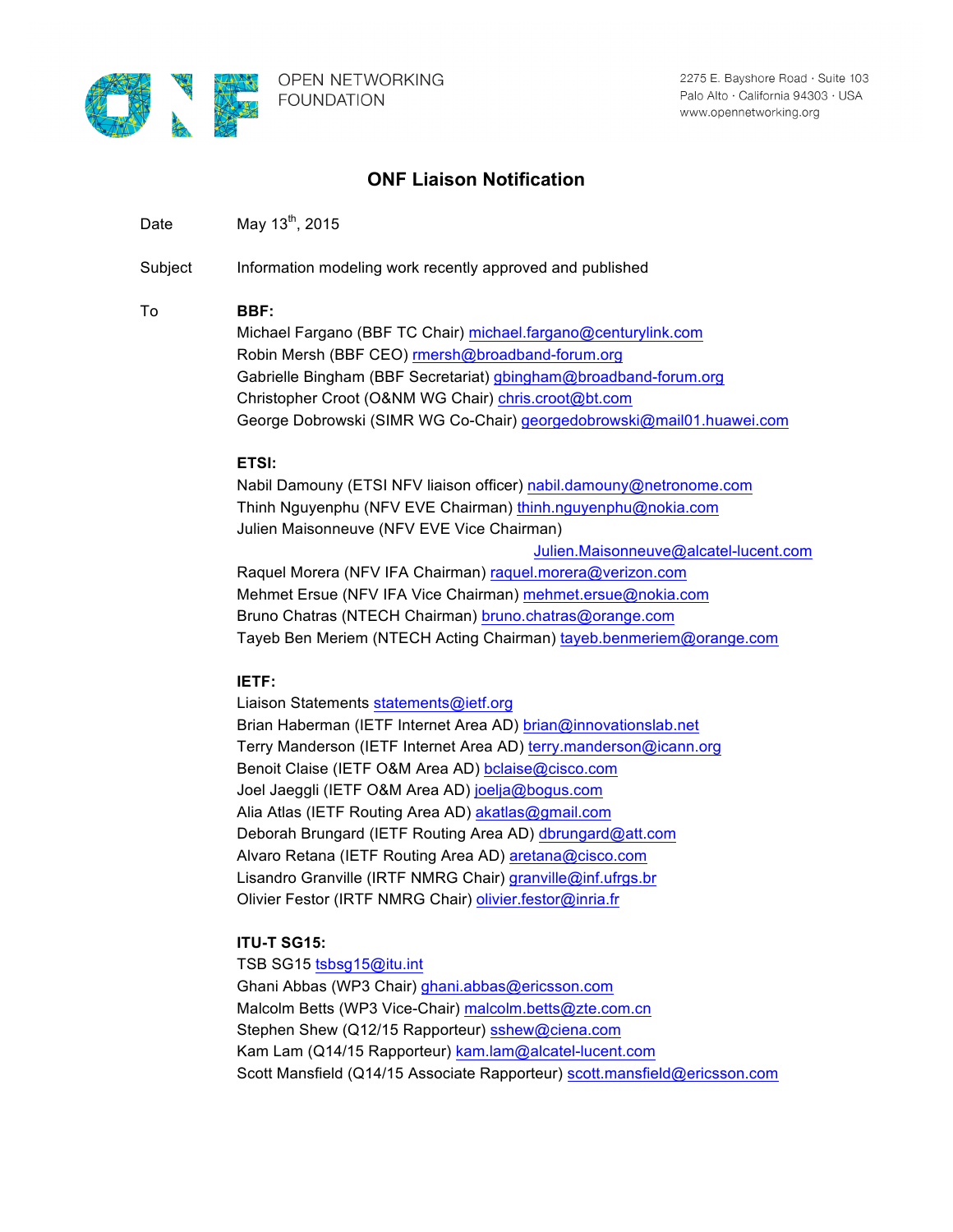OPEN NETWORKING FOUNDATION

2275 E. Bayshore Road · Suite 103
Palo Alto · California 94303 · USA
www.opennetworking.org

# ONF Liaison Notification

**Date** May 13th, 2015

**Subject** Information modeling work recently approved and published

**To**

**BBF:**
Michael Fargano (BBF TC Chair) michael.fargano@centurylink.com
Robin Mersh (BBF CEO) rmersh@broadband-forum.org
Gabrielle Bingham (BBF Secretariat) gbingham@broadband-forum.org
Christopher Croot (O&NM WG Chair) chris.croot@bt.com
George Dobrowski (SIMR WG Co-Chair) georgedobrowski@mail01.huawei.com

**ETSI:**
Nabil Damouny (ETSI NFV liaison officer) nabil.damouny@netronome.com
Thinh Nguyenphu (NFV EVE Chairman) thinh.nguyenphu@nokia.com
Julien Maisonneuve (NFV EVE Vice Chairman) Julien.Maisonneuve@alcatel-lucent.com
Raquel Morera (NFV IFA Chairman) raquel.morera@verizon.com
Mehmet Ersue (NFV IFA Vice Chairman) mehmet.ersue@nokia.com
Bruno Chatras (NTECH Chairman) bruno.chatras@orange.com
Tayeb Ben Meriem (NTECH Acting Chairman) tayeb.benmeriem@orange.com

**IETF:**
Liaison Statements statements@ietf.org
Brian Haberman (IETF Internet Area AD) brian@innovationslab.net
Terry Manderson (IETF Internet Area AD) terry.manderson@icann.org
Benoit Claise (IETF O&M Area AD) bclaise@cisco.com
Joel Jaeggli (IETF O&M Area AD) joelja@bogus.com
Alia Atlas (IETF Routing Area AD) akatlas@gmail.com
Deborah Brungard (IETF Routing Area AD) dbrungard@att.com
Alvaro Retana (IETF Routing Area AD) aretana@cisco.com
Lisandro Granville (IRTF NMRG Chair) granville@inf.ufrgs.br
Olivier Festor (IRTF NMRG Chair) olivier.festor@inria.fr

**ITU-T SG15:**
TSB SG15 tsbsg15@itu.int
Ghani Abbas (WP3 Chair) ghani.abbas@ericsson.com
Malcolm Betts (WP3 Vice-Chair) malcolm.betts@zte.com.cn
Stephen Shew (Q12/15 Rapporteur) sshew@ciena.com
Kam Lam (Q14/15 Rapporteur) kam.lam@alcatel-lucent.com
Scott Mansfield (Q14/15 Associate Rapporteur) scott.mansfield@ericsson.com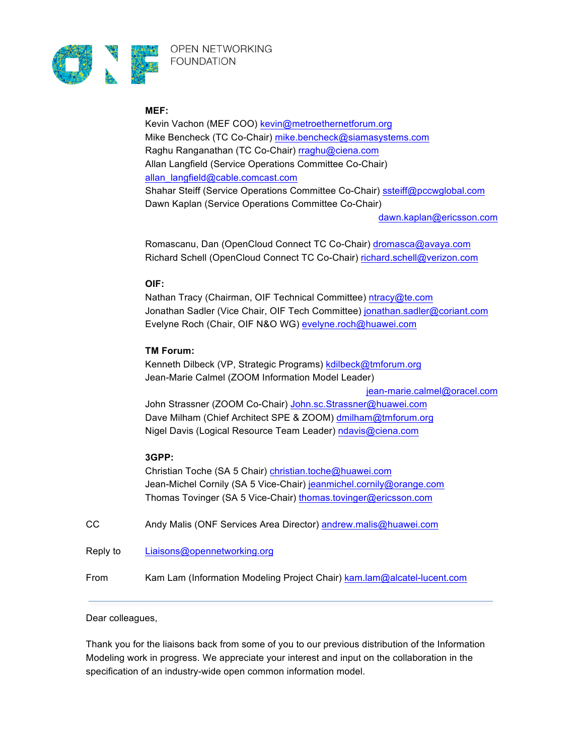**MEF:**
Kevin Vachon (MEF COO) kevin@metroethernetforum.org
Mike Bencheck (TC Co-Chair) mike.bencheck@siamasystems.com
Raghu Ranganathan (TC Co-Chair) rraghu@ciena.com
Allan Langfield (Service Operations Committee Co-Chair) allan_langfield@cable.comcast.com
Shahar Steiff (Service Operations Committee Co-Chair) ssteiff@pccwglobal.com
Dawn Kaplan (Service Operations Committee Co-Chair) dawn.kaplan@ericsson.com

Romascanu, Dan (OpenCloud Connect TC Co-Chair) dromasca@avaya.com
Richard Schell (OpenCloud Connect TC Co-Chair) richard.schell@verizon.com

**OIF:**
Nathan Tracy (Chairman, OIF Technical Committee) ntracy@te.com
Jonathan Sadler (Vice Chair, OIF Tech Committee) jonathan.sadler@coriant.com
Evelyne Roch (Chair, OIF N&O WG) evelyne.roch@huawei.com

**TM Forum:**
Kenneth Dilbeck (VP, Strategic Programs) kdilbeck@tmforum.org
Jean-Marie Calmel (ZOOM Information Model Leader) jean-marie.calmel@oracel.com
John Strassner (ZOOM Co-Chair) John.sc.Strassner@huawei.com
Dave Milham (Chief Architect SPE & ZOOM) dmilham@tmforum.org
Nigel Davis (Logical Resource Team Leader) ndavis@ciena.com

**3GPP:**
Christian Toche (SA 5 Chair) christian.toche@huawei.com
Jean-Michel Cornily (SA 5 Vice-Chair) jeanmichel.cornily@orange.com
Thomas Tovinger (SA 5 Vice-Chair) thomas.tovinger@ericsson.com

CC Andy Malis (ONF Services Area Director) andrew.malis@huawei.com

Reply to Liaisons@opennetworking.org

From Kam Lam (Information Modeling Project Chair) kam.lam@alcatel-lucent.com

---

Dear colleagues,

Thank you for the liaisons back from some of you to our previous distribution of the Information Modeling work in progress. We appreciate your interest and input on the collaboration in the specification of an industry-wide open common information model.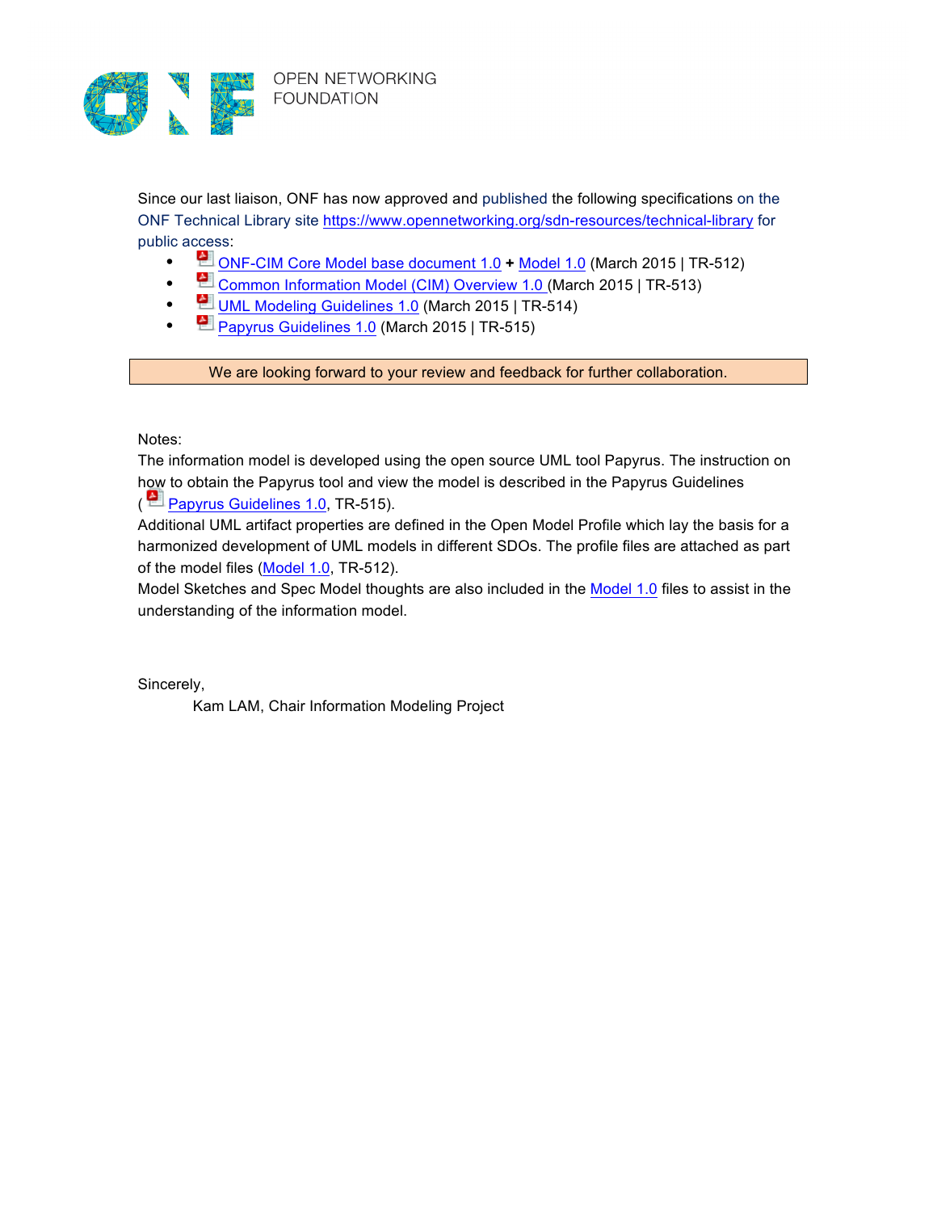Since our last liaison, ONF has now approved and published the following specifications on the ONF Technical Library site https://www.opennetworking.org/sdn-resources/technical-library for public access:

- ONF-CIM Core Model base document 1.0 **+** Model 1.0 (March 2015 | TR-512)
- Common Information Model (CIM) Overview 1.0 (March 2015 | TR-513)
- UML Modeling Guidelines 1.0 (March 2015 | TR-514)
- Papyrus Guidelines 1.0 (March 2015 | TR-515)

We are looking forward to your review and feedback for further collaboration.

Notes:
The information model is developed using the open source UML tool Papyrus. The instruction on how to obtain the Papyrus tool and view the model is described in the Papyrus Guidelines ( Papyrus Guidelines 1.0, TR-515).
Additional UML artifact properties are defined in the Open Model Profile which lay the basis for a harmonized development of UML models in different SDOs. The profile files are attached as part of the model files (Model 1.0, TR-512).
Model Sketches and Spec Model thoughts are also included in the Model 1.0 files to assist in the understanding of the information model.

Sincerely,
Kam LAM, Chair Information Modeling Project